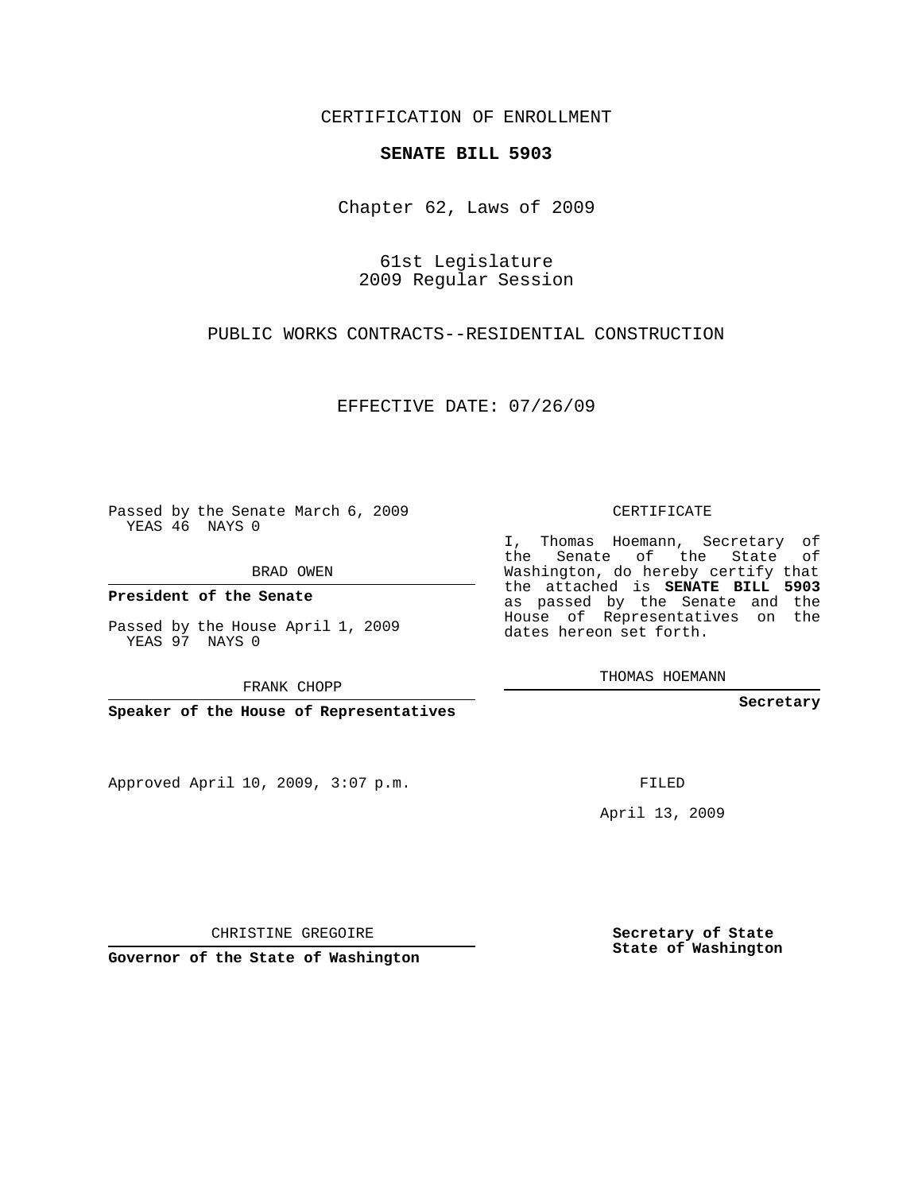CERTIFICATION OF ENROLLMENT

**SENATE BILL 5903**

Chapter 62, Laws of 2009

61st Legislature
2009 Regular Session

PUBLIC WORKS CONTRACTS--RESIDENTIAL CONSTRUCTION

EFFECTIVE DATE: 07/26/09

Passed by the Senate March 6, 2009
YEAS 46 NAYS 0

BRAD OWEN

**President of the Senate**

Passed by the House April 1, 2009
YEAS 97 NAYS 0

FRANK CHOPP

**Speaker of the House of Representatives**

CERTIFICATE

I, Thomas Hoemann, Secretary of the Senate of the State of Washington, do hereby certify that the attached is **SENATE BILL 5903** as passed by the Senate and the House of Representatives on the dates hereon set forth.

THOMAS HOEMANN

**Secretary**

Approved April 10, 2009, 3:07 p.m.

FILED

April 13, 2009

CHRISTINE GREGOIRE

**Governor of the State of Washington**

**Secretary of State**
**State of Washington**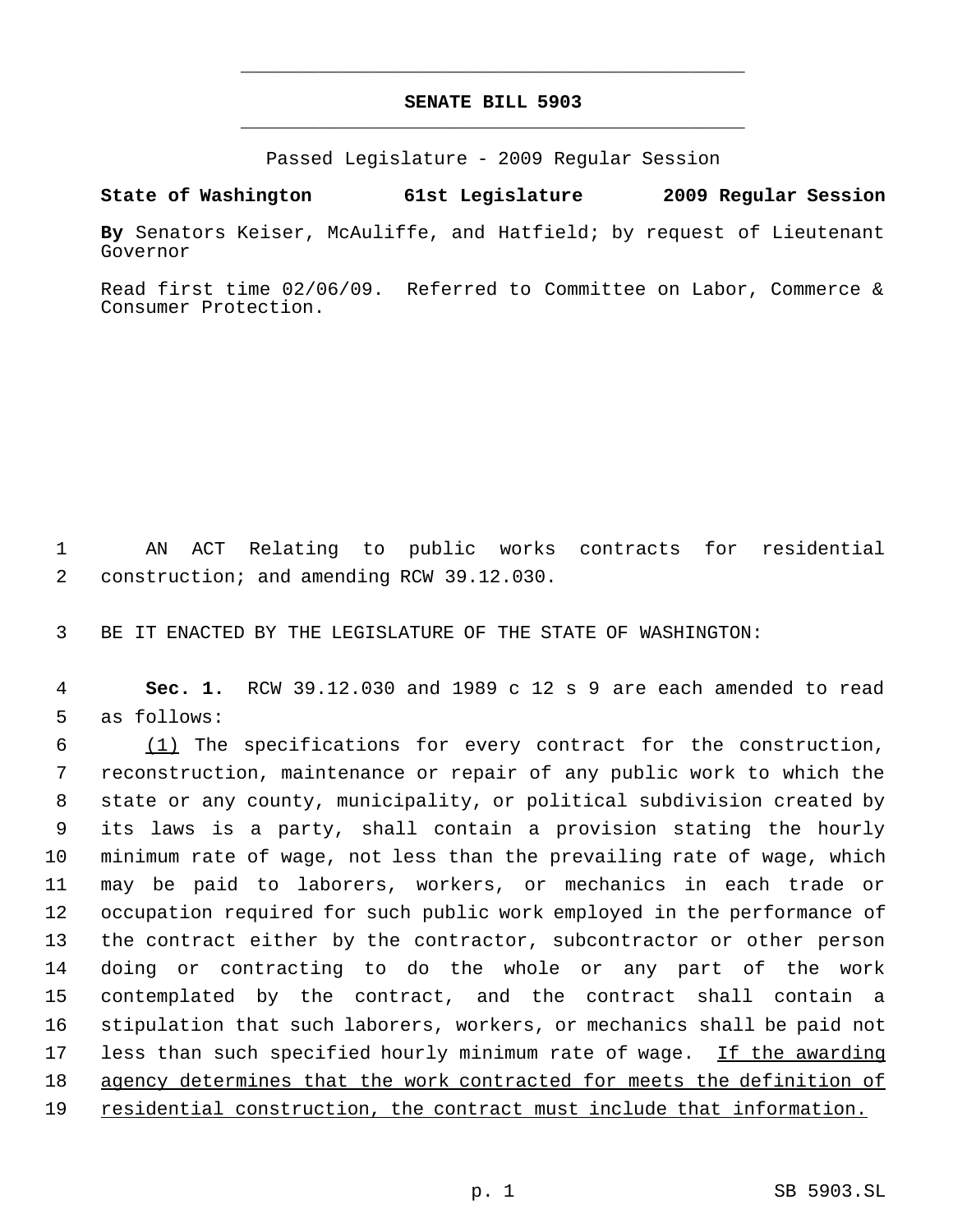# SENATE BILL 5903

Passed Legislature - 2009 Regular Session

**State of Washington 61st Legislature 2009 Regular Session**

**By** Senators Keiser, McAuliffe, and Hatfield; by request of Lieutenant Governor

Read first time 02/06/09. Referred to Committee on Labor, Commerce & Consumer Protection.

1 AN ACT Relating to public works contracts for residential
2 construction; and amending RCW 39.12.030.

3 BE IT ENACTED BY THE LEGISLATURE OF THE STATE OF WASHINGTON:

4 **Sec. 1.** RCW 39.12.030 and 1989 c 12 s 9 are each amended to read
5 as follows:

6 <u>(1)</u> The specifications for every contract for the construction,
7 reconstruction, maintenance or repair of any public work to which the
8 state or any county, municipality, or political subdivision created by
9 its laws is a party, shall contain a provision stating the hourly
10 minimum rate of wage, not less than the prevailing rate of wage, which
11 may be paid to laborers, workers, or mechanics in each trade or
12 occupation required for such public work employed in the performance of
13 the contract either by the contractor, subcontractor or other person
14 doing or contracting to do the whole or any part of the work
15 contemplated by the contract, and the contract shall contain a
16 stipulation that such laborers, workers, or mechanics shall be paid not
17 less than such specified hourly minimum rate of wage. <u>If the awarding</u>
18 <u>agency determines that the work contracted for meets the definition of</u>
19 <u>residential construction, the contract must include that information.</u>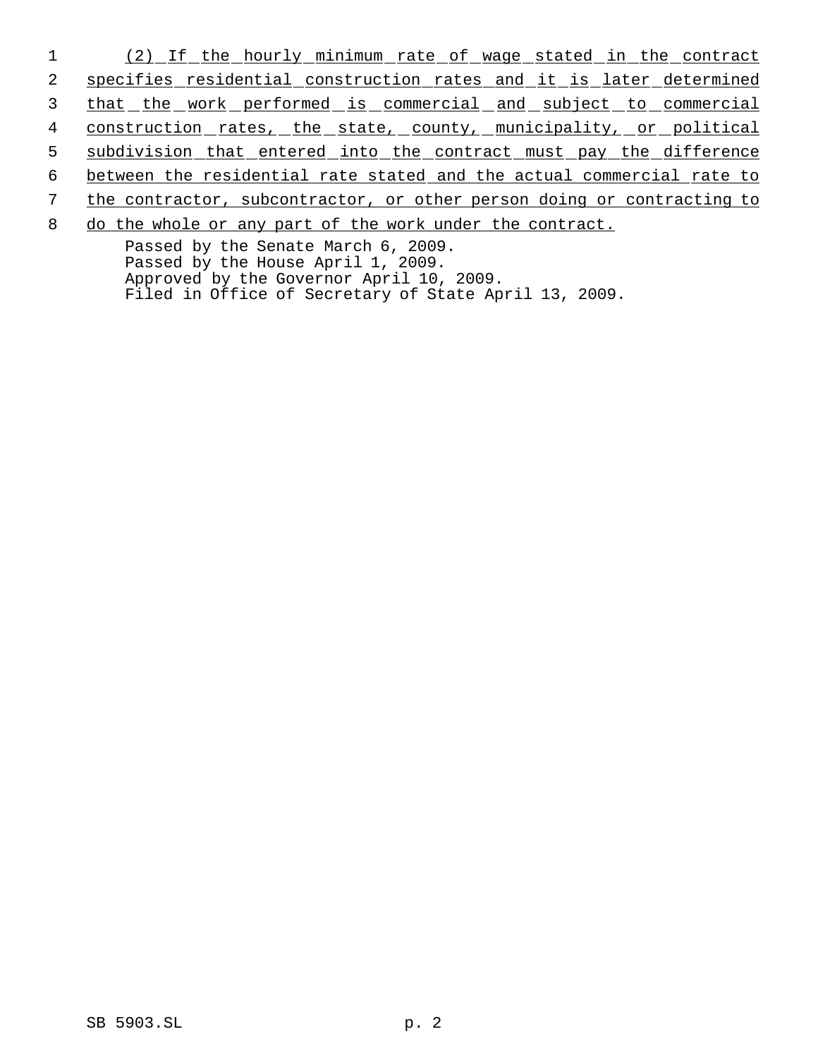(2) If the hourly minimum rate of wage stated in the contract specifies residential construction rates and it is later determined that the work performed is commercial and subject to commercial construction rates, the state, county, municipality, or political subdivision that entered into the contract must pay the difference between the residential rate stated and the actual commercial rate to the contractor, subcontractor, or other person doing or contracting to do the whole or any part of the work under the contract.

Passed by the Senate March 6, 2009.
Passed by the House April 1, 2009.
Approved by the Governor April 10, 2009.
Filed in Office of Secretary of State April 13, 2009.